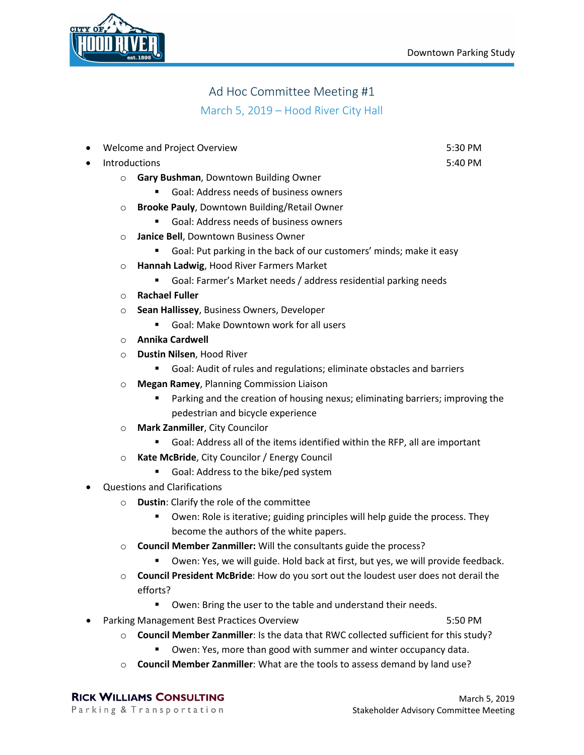# Ad Hoc Committee Meeting #1

## March 5, 2019 – Hood River City Hall

- Welcome and Project Overview 5:30 PM
- Introductions 5:40 PM
  - **Gary Bushman**, Downtown Building Owner
    - Goal: Address needs of business owners
  - **Brooke Pauly**, Downtown Building/Retail Owner
    - Goal: Address needs of business owners
  - **Janice Bell**, Downtown Business Owner
    - Goal: Put parking in the back of our customers' minds; make it easy
  - **Hannah Ladwig**, Hood River Farmers Market
    - Goal: Farmer's Market needs / address residential parking needs
  - **Rachael Fuller**
  - **Sean Hallissey**, Business Owners, Developer
    - Goal: Make Downtown work for all users
  - **Annika Cardwell**
  - **Dustin Nilsen**, Hood River
    - Goal: Audit of rules and regulations; eliminate obstacles and barriers
  - **Megan Ramey**, Planning Commission Liaison
    - Parking and the creation of housing nexus; eliminating barriers; improving the pedestrian and bicycle experience
  - **Mark Zanmiller**, City Councilor
    - Goal: Address all of the items identified within the RFP, all are important
  - **Kate McBride**, City Councilor / Energy Council
    - Goal: Address to the bike/ped system
- Questions and Clarifications
  - **Dustin**: Clarify the role of the committee
    - Owen: Role is iterative; guiding principles will help guide the process. They become the authors of the white papers.
  - **Council Member Zanmiller:** Will the consultants guide the process?
    - Owen: Yes, we will guide. Hold back at first, but yes, we will provide feedback.
  - **Council President McBride**: How do you sort out the loudest user does not derail the efforts?
    - Owen: Bring the user to the table and understand their needs.
- Parking Management Best Practices Overview 5:50 PM
  - **Council Member Zanmiller**: Is the data that RWC collected sufficient for this study?
    - Owen: Yes, more than good with summer and winter occupancy data.
  - **Council Member Zanmiller**: What are the tools to assess demand by land use?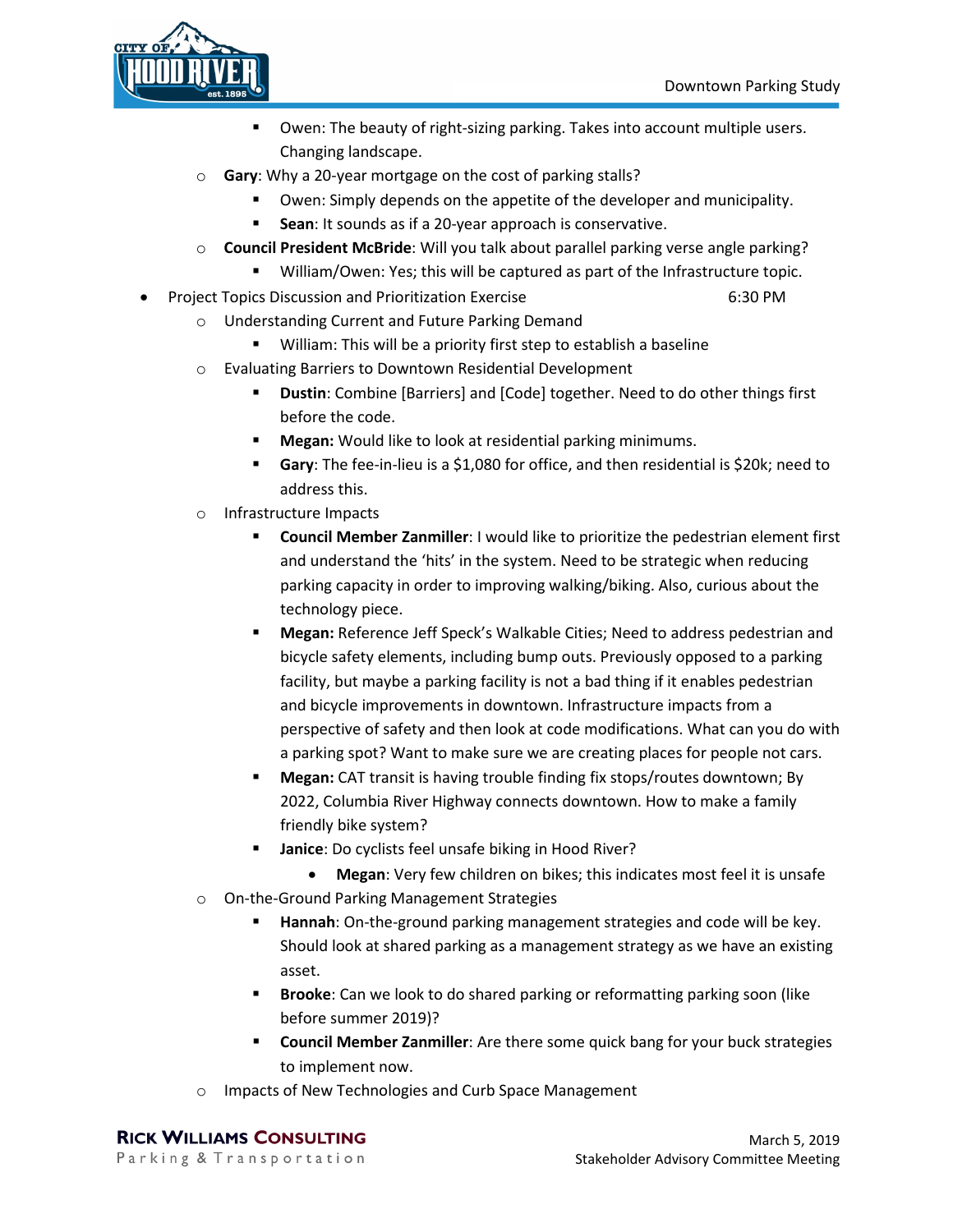- Owen: The beauty of right-sizing parking. Takes into account multiple users. Changing landscape.
  - **Gary**: Why a 20-year mortgage on the cost of parking stalls?
    - Owen: Simply depends on the appetite of the developer and municipality.
    - **Sean**: It sounds as if a 20-year approach is conservative.
  - **Council President McBride**: Will you talk about parallel parking verse angle parking?
    - William/Owen: Yes; this will be captured as part of the Infrastructure topic.
- Project Topics Discussion and Prioritization Exercise 6:30 PM
  - Understanding Current and Future Parking Demand
    - William: This will be a priority first step to establish a baseline
  - Evaluating Barriers to Downtown Residential Development
    - **Dustin**: Combine [Barriers] and [Code] together. Need to do other things first before the code.
    - **Megan:** Would like to look at residential parking minimums.
    - **Gary**: The fee-in-lieu is a $1,080 for office, and then residential is $20k; need to address this.
  - Infrastructure Impacts
    - **Council Member Zanmiller**: I would like to prioritize the pedestrian element first and understand the 'hits' in the system. Need to be strategic when reducing parking capacity in order to improving walking/biking. Also, curious about the technology piece.
    - **Megan:** Reference Jeff Speck's Walkable Cities; Need to address pedestrian and bicycle safety elements, including bump outs. Previously opposed to a parking facility, but maybe a parking facility is not a bad thing if it enables pedestrian and bicycle improvements in downtown. Infrastructure impacts from a perspective of safety and then look at code modifications. What can you do with a parking spot? Want to make sure we are creating places for people not cars.
    - **Megan:** CAT transit is having trouble finding fix stops/routes downtown; By 2022, Columbia River Highway connects downtown. How to make a family friendly bike system?
    - **Janice**: Do cyclists feel unsafe biking in Hood River?
      - **Megan**: Very few children on bikes; this indicates most feel it is unsafe
  - On-the-Ground Parking Management Strategies
    - **Hannah**: On-the-ground parking management strategies and code will be key. Should look at shared parking as a management strategy as we have an existing asset.
    - **Brooke**: Can we look to do shared parking or reformatting parking soon (like before summer 2019)?
    - **Council Member Zanmiller**: Are there some quick bang for your buck strategies to implement now.
  - Impacts of New Technologies and Curb Space Management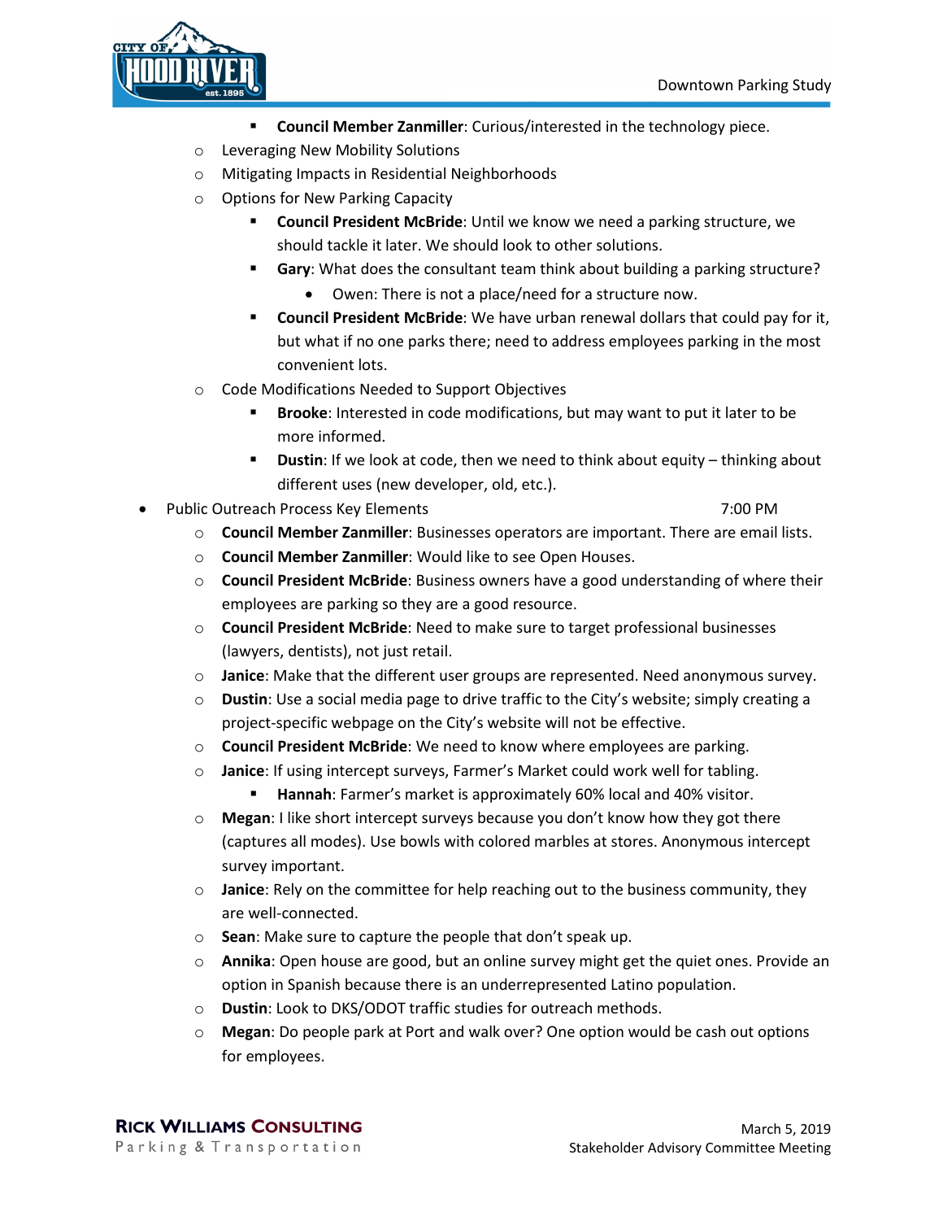- **Council Member Zanmiller**: Curious/interested in the technology piece.
  - Leveraging New Mobility Solutions
  - Mitigating Impacts in Residential Neighborhoods
  - Options for New Parking Capacity
      - **Council President McBride**: Until we know we need a parking structure, we should tackle it later. We should look to other solutions.
      - **Gary**: What does the consultant team think about building a parking structure?
          - Owen: There is not a place/need for a structure now.
      - **Council President McBride**: We have urban renewal dollars that could pay for it, but what if no one parks there; need to address employees parking in the most convenient lots.
  - Code Modifications Needed to Support Objectives
      - **Brooke**: Interested in code modifications, but may want to put it later to be more informed.
      - **Dustin**: If we look at code, then we need to think about equity – thinking about different uses (new developer, old, etc.).
- Public Outreach Process Key Elements 7:00 PM
  - **Council Member Zanmiller**: Businesses operators are important. There are email lists.
  - **Council Member Zanmiller**: Would like to see Open Houses.
  - **Council President McBride**: Business owners have a good understanding of where their employees are parking so they are a good resource.
  - **Council President McBride**: Need to make sure to target professional businesses (lawyers, dentists), not just retail.
  - **Janice**: Make that the different user groups are represented. Need anonymous survey.
  - **Dustin**: Use a social media page to drive traffic to the City's website; simply creating a project-specific webpage on the City's website will not be effective.
  - **Council President McBride**: We need to know where employees are parking.
  - **Janice**: If using intercept surveys, Farmer's Market could work well for tabling.
      - **Hannah**: Farmer's market is approximately 60% local and 40% visitor.
  - **Megan**: I like short intercept surveys because you don't know how they got there (captures all modes). Use bowls with colored marbles at stores. Anonymous intercept survey important.
  - **Janice**: Rely on the committee for help reaching out to the business community, they are well-connected.
  - **Sean**: Make sure to capture the people that don't speak up.
  - **Annika**: Open house are good, but an online survey might get the quiet ones. Provide an option in Spanish because there is an underrepresented Latino population.
  - **Dustin**: Look to DKS/ODOT traffic studies for outreach methods.
  - **Megan**: Do people park at Port and walk over? One option would be cash out options for employees.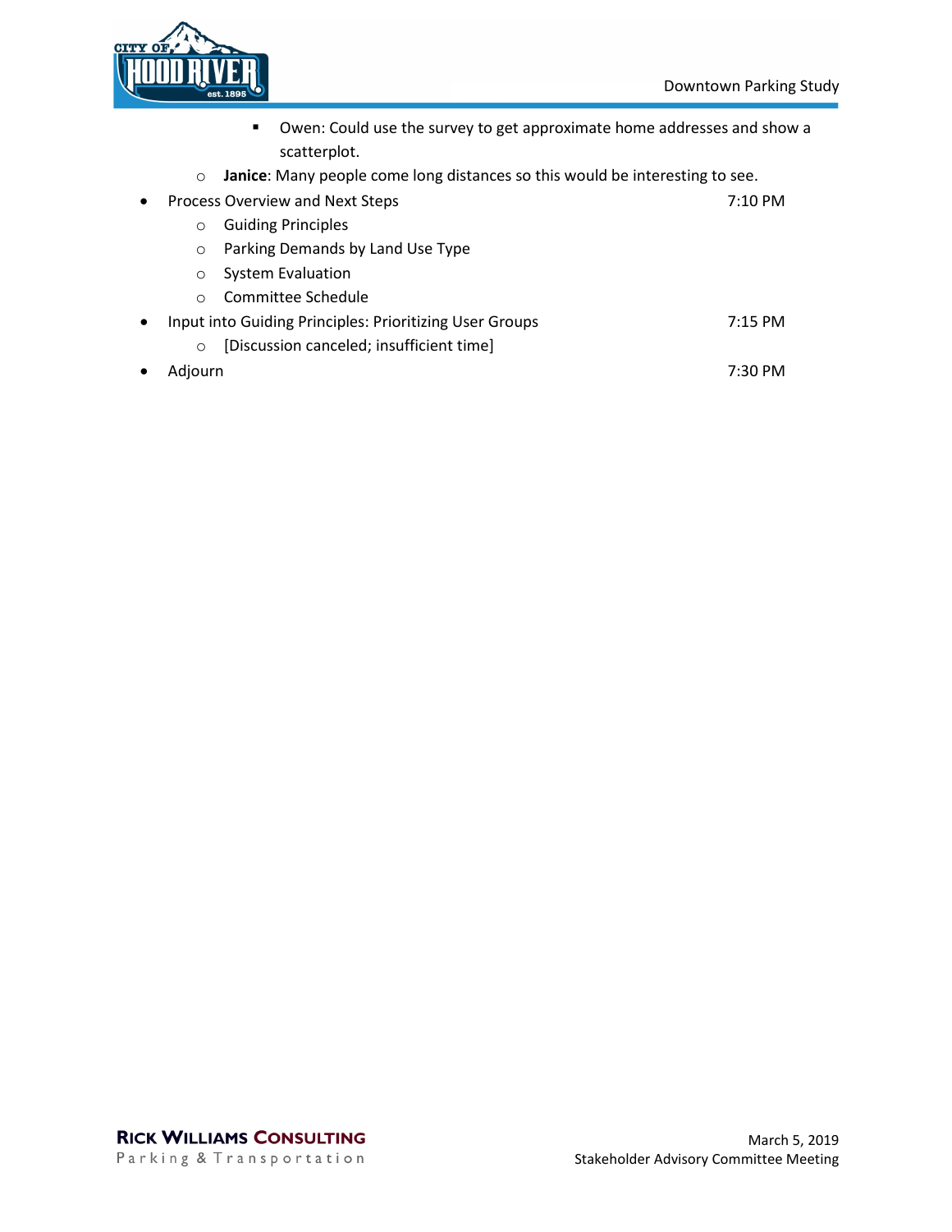- Owen: Could use the survey to get approximate home addresses and show a scatterplot.
  - **Janice**: Many people come long distances so this would be interesting to see.
- Process Overview and Next Steps 7:10 PM
  - Guiding Principles
  - Parking Demands by Land Use Type
  - System Evaluation
  - Committee Schedule
- Input into Guiding Principles: Prioritizing User Groups 7:15 PM
  - [Discussion canceled; insufficient time]
- Adjourn 7:30 PM